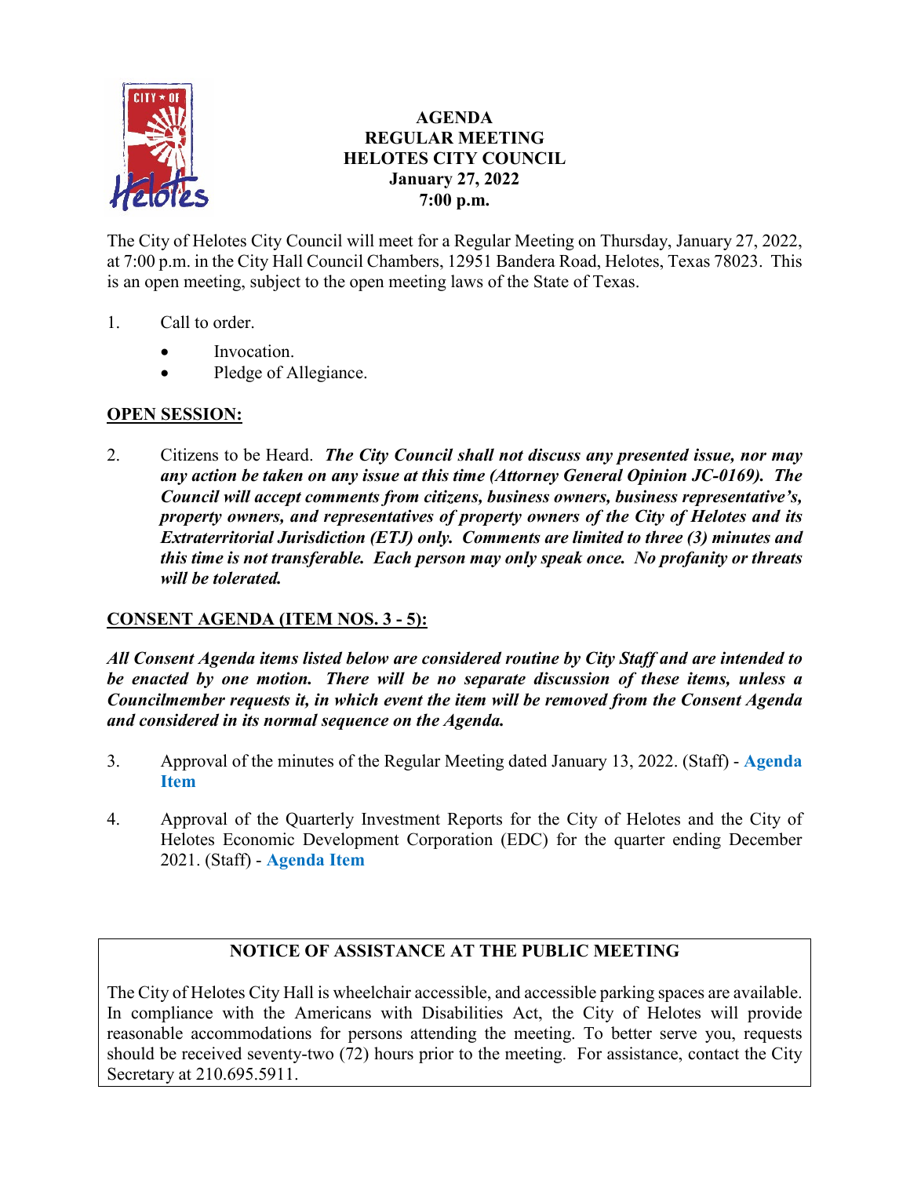# AGENDA
## REGULAR MEETING
## HELOTES CITY COUNCIL
## January 27, 2022
## 7:00 p.m.

The City of Helotes City Council will meet for a Regular Meeting on Thursday, January 27, 2022, at 7:00 p.m. in the City Hall Council Chambers, 12951 Bandera Road, Helotes, Texas 78023. This is an open meeting, subject to the open meeting laws of the State of Texas.

1. Call to order.
   - Invocation.
   - Pledge of Allegiance.

**OPEN SESSION:**

2. Citizens to be Heard. ***The City Council shall not discuss any presented issue, nor may any action be taken on any issue at this time (Attorney General Opinion JC-0169). The Council will accept comments from citizens, business owners, business representative's, property owners, and representatives of property owners of the City of Helotes and its Extraterritorial Jurisdiction (ETJ) only. Comments are limited to three (3) minutes and this time is not transferable. Each person may only speak once. No profanity or threats will be tolerated.***

**CONSENT AGENDA (ITEM NOS. 3 - 5):**

***All Consent Agenda items listed below are considered routine by City Staff and are intended to be enacted by one motion. There will be no separate discussion of these items, unless a Councilmember requests it, in which event the item will be removed from the Consent Agenda and considered in its normal sequence on the Agenda.***

3. Approval of the minutes of the Regular Meeting dated January 13, 2022. (Staff) - **Agenda Item**

4. Approval of the Quarterly Investment Reports for the City of Helotes and the City of Helotes Economic Development Corporation (EDC) for the quarter ending December 2021. (Staff) - **Agenda Item**

**NOTICE OF ASSISTANCE AT THE PUBLIC MEETING**

The City of Helotes City Hall is wheelchair accessible, and accessible parking spaces are available. In compliance with the Americans with Disabilities Act, the City of Helotes will provide reasonable accommodations for persons attending the meeting. To better serve you, requests should be received seventy-two (72) hours prior to the meeting. For assistance, contact the City Secretary at 210.695.5911.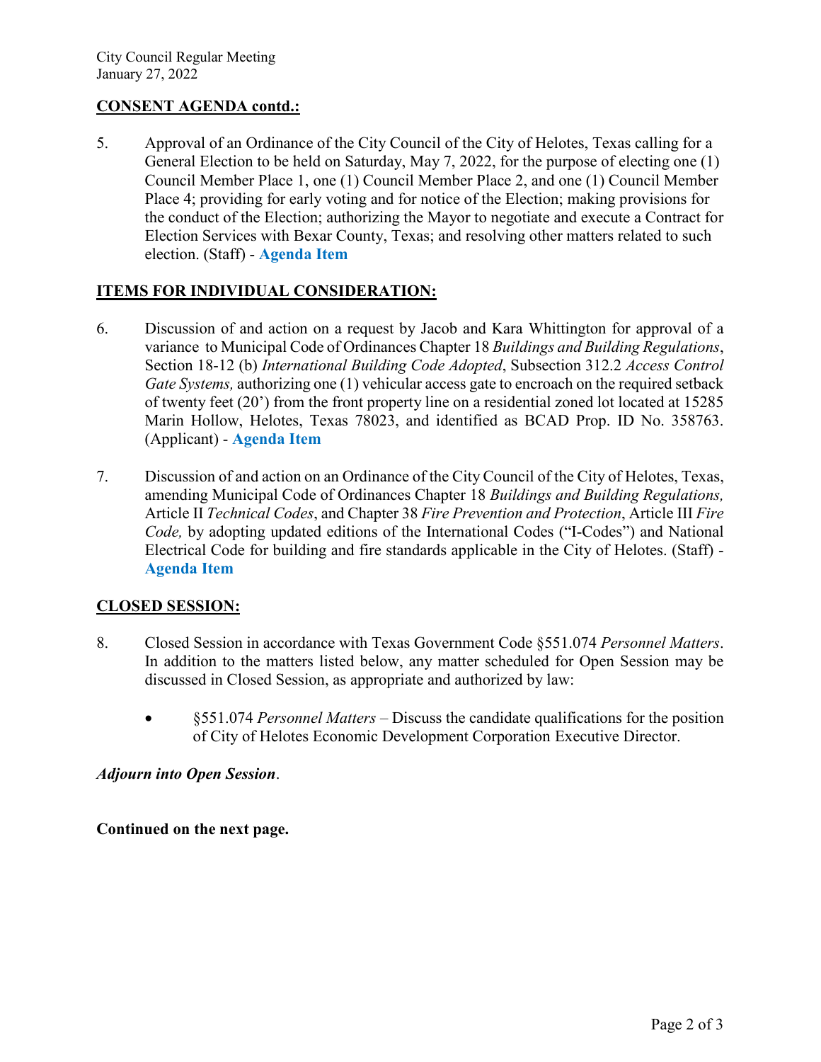## CONSENT AGENDA contd.:

5. Approval of an Ordinance of the City Council of the City of Helotes, Texas calling for a General Election to be held on Saturday, May 7, 2022, for the purpose of electing one (1) Council Member Place 1, one (1) Council Member Place 2, and one (1) Council Member Place 4; providing for early voting and for notice of the Election; making provisions for the conduct of the Election; authorizing the Mayor to negotiate and execute a Contract for Election Services with Bexar County, Texas; and resolving other matters related to such election. (Staff) - **Agenda Item**

## ITEMS FOR INDIVIDUAL CONSIDERATION:

6. Discussion of and action on a request by Jacob and Kara Whittington for approval of a variance to Municipal Code of Ordinances Chapter 18 *Buildings and Building Regulations*, Section 18-12 (b) *International Building Code Adopted*, Subsection 312.2 *Access Control Gate Systems,* authorizing one (1) vehicular access gate to encroach on the required setback of twenty feet (20') from the front property line on a residential zoned lot located at 15285 Marin Hollow, Helotes, Texas 78023, and identified as BCAD Prop. ID No. 358763. (Applicant) - **Agenda Item**

7. Discussion of and action on an Ordinance of the City Council of the City of Helotes, Texas, amending Municipal Code of Ordinances Chapter 18 *Buildings and Building Regulations,* Article II *Technical Codes*, and Chapter 38 *Fire Prevention and Protection*, Article III *Fire Code,* by adopting updated editions of the International Codes ("I-Codes") and National Electrical Code for building and fire standards applicable in the City of Helotes. (Staff) - **Agenda Item**

## CLOSED SESSION:

8. Closed Session in accordance with Texas Government Code §551.074 *Personnel Matters*. In addition to the matters listed below, any matter scheduled for Open Session may be discussed in Closed Session, as appropriate and authorized by law:

   - §551.074 *Personnel Matters* – Discuss the candidate qualifications for the position of City of Helotes Economic Development Corporation Executive Director.

***Adjourn into Open Session***.

**Continued on the next page.**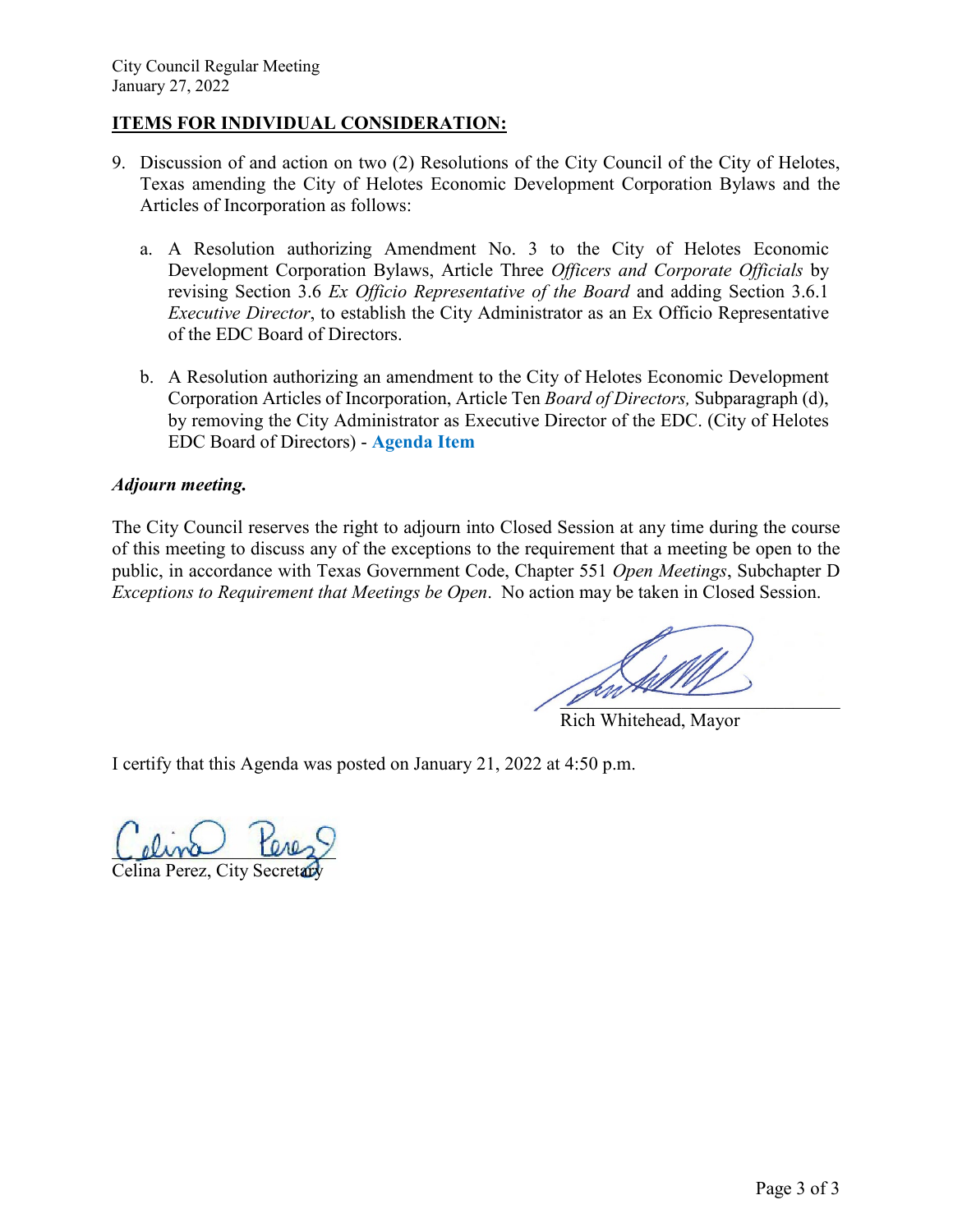City Council Regular Meeting
January 27, 2022

**ITEMS FOR INDIVIDUAL CONSIDERATION:**

9. Discussion of and action on two (2) Resolutions of the City Council of the City of Helotes, Texas amending the City of Helotes Economic Development Corporation Bylaws and the Articles of Incorporation as follows:

   a. A Resolution authorizing Amendment No. 3 to the City of Helotes Economic Development Corporation Bylaws, Article Three *Officers and Corporate Officials* by revising Section 3.6 *Ex Officio Representative of the Board* and adding Section 3.6.1 *Executive Director*, to establish the City Administrator as an Ex Officio Representative of the EDC Board of Directors.

   b. A Resolution authorizing an amendment to the City of Helotes Economic Development Corporation Articles of Incorporation, Article Ten *Board of Directors,* Subparagraph (d), by removing the City Administrator as Executive Director of the EDC. (City of Helotes EDC Board of Directors) - **Agenda Item**

***Adjourn meeting.***

The City Council reserves the right to adjourn into Closed Session at any time during the course of this meeting to discuss any of the exceptions to the requirement that a meeting be open to the public, in accordance with Texas Government Code, Chapter 551 *Open Meetings*, Subchapter D *Exceptions to Requirement that Meetings be Open*. No action may be taken in Closed Session.

Rich Whitehead, Mayor

I certify that this Agenda was posted on January 21, 2022 at 4:50 p.m.

Celina Perez, City Secretary